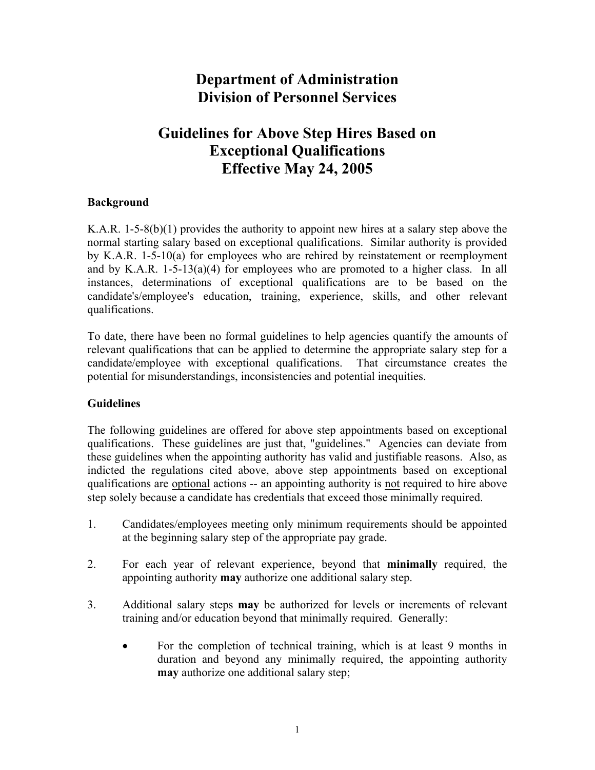# Department of Administration
# Division of Personnel Services

## Guidelines for Above Step Hires Based on Exceptional Qualifications
## Effective May 24, 2005

### Background

K.A.R. 1-5-8(b)(1) provides the authority to appoint new hires at a salary step above the normal starting salary based on exceptional qualifications. Similar authority is provided by K.A.R. 1-5-10(a) for employees who are rehired by reinstatement or reemployment and by K.A.R. 1-5-13(a)(4) for employees who are promoted to a higher class. In all instances, determinations of exceptional qualifications are to be based on the candidate's/employee's education, training, experience, skills, and other relevant qualifications.

To date, there have been no formal guidelines to help agencies quantify the amounts of relevant qualifications that can be applied to determine the appropriate salary step for a candidate/employee with exceptional qualifications. That circumstance creates the potential for misunderstandings, inconsistencies and potential inequities.

### Guidelines

The following guidelines are offered for above step appointments based on exceptional qualifications. These guidelines are just that, "guidelines." Agencies can deviate from these guidelines when the appointing authority has valid and justifiable reasons. Also, as indicted the regulations cited above, above step appointments based on exceptional qualifications are <u>optional</u> actions -- an appointing authority is <u>not</u> required to hire above step solely because a candidate has credentials that exceed those minimally required.

1. Candidates/employees meeting only minimum requirements should be appointed at the beginning salary step of the appropriate pay grade.

2. For each year of relevant experience, beyond that **minimally** required, the appointing authority **may** authorize one additional salary step.

3. Additional salary steps **may** be authorized for levels or increments of relevant training and/or education beyond that minimally required. Generally:

   - For the completion of technical training, which is at least 9 months in duration and beyond any minimally required, the appointing authority **may** authorize one additional salary step;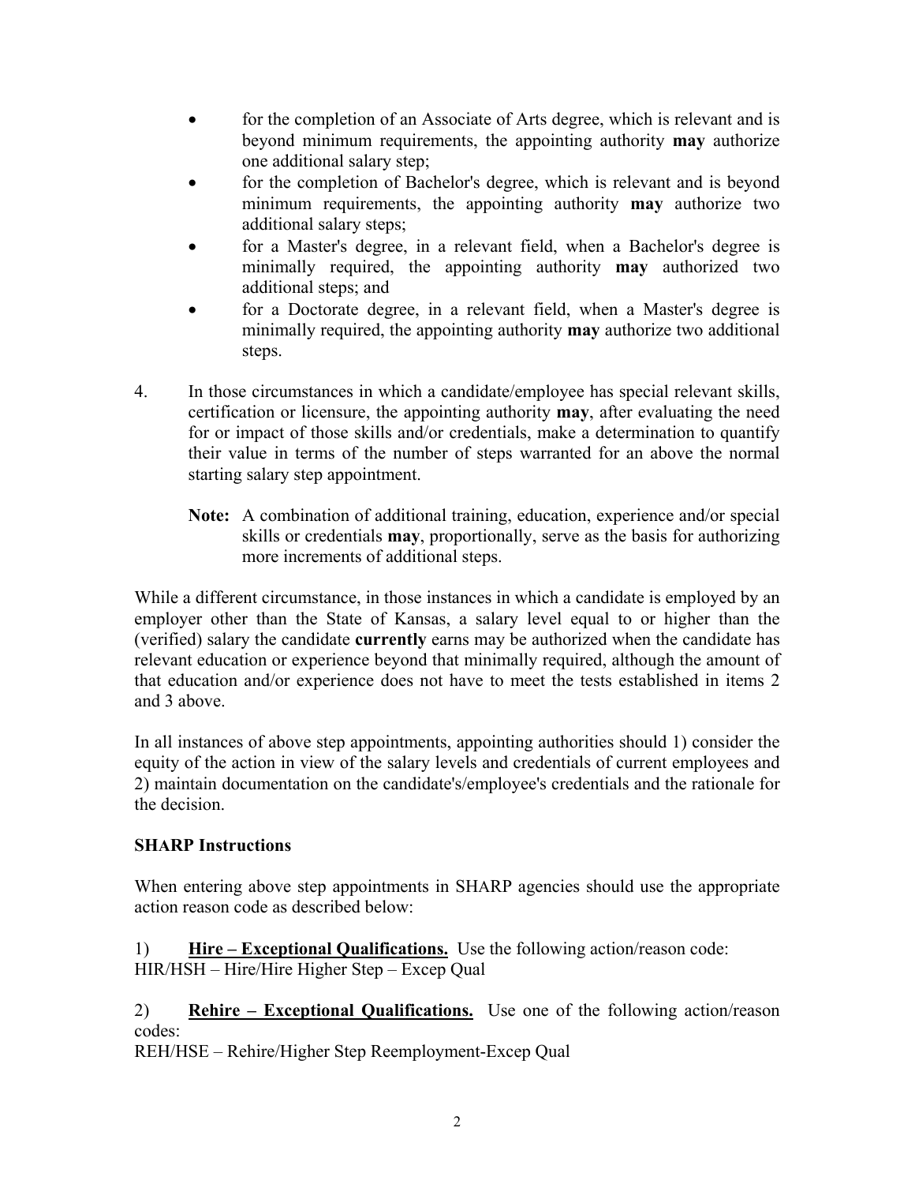- for the completion of an Associate of Arts degree, which is relevant and is beyond minimum requirements, the appointing authority **may** authorize one additional salary step;
- for the completion of Bachelor's degree, which is relevant and is beyond minimum requirements, the appointing authority **may** authorize two additional salary steps;
- for a Master's degree, in a relevant field, when a Bachelor's degree is minimally required, the appointing authority **may** authorized two additional steps; and
- for a Doctorate degree, in a relevant field, when a Master's degree is minimally required, the appointing authority **may** authorize two additional steps.

4. In those circumstances in which a candidate/employee has special relevant skills, certification or licensure, the appointing authority **may**, after evaluating the need for or impact of those skills and/or credentials, make a determination to quantify their value in terms of the number of steps warranted for an above the normal starting salary step appointment.

   **Note:** A combination of additional training, education, experience and/or special skills or credentials **may**, proportionally, serve as the basis for authorizing more increments of additional steps.

While a different circumstance, in those instances in which a candidate is employed by an employer other than the State of Kansas, a salary level equal to or higher than the (verified) salary the candidate **currently** earns may be authorized when the candidate has relevant education or experience beyond that minimally required, although the amount of that education and/or experience does not have to meet the tests established in items 2 and 3 above.

In all instances of above step appointments, appointing authorities should 1) consider the equity of the action in view of the salary levels and credentials of current employees and 2) maintain documentation on the candidate's/employee's credentials and the rationale for the decision.

**SHARP Instructions**

When entering above step appointments in SHARP agencies should use the appropriate action reason code as described below:

1) **Hire – Exceptional Qualifications.** Use the following action/reason code:
HIR/HSH – Hire/Hire Higher Step – Excep Qual

2) **Rehire – Exceptional Qualifications.** Use one of the following action/reason codes:
REH/HSE – Rehire/Higher Step Reemployment-Excep Qual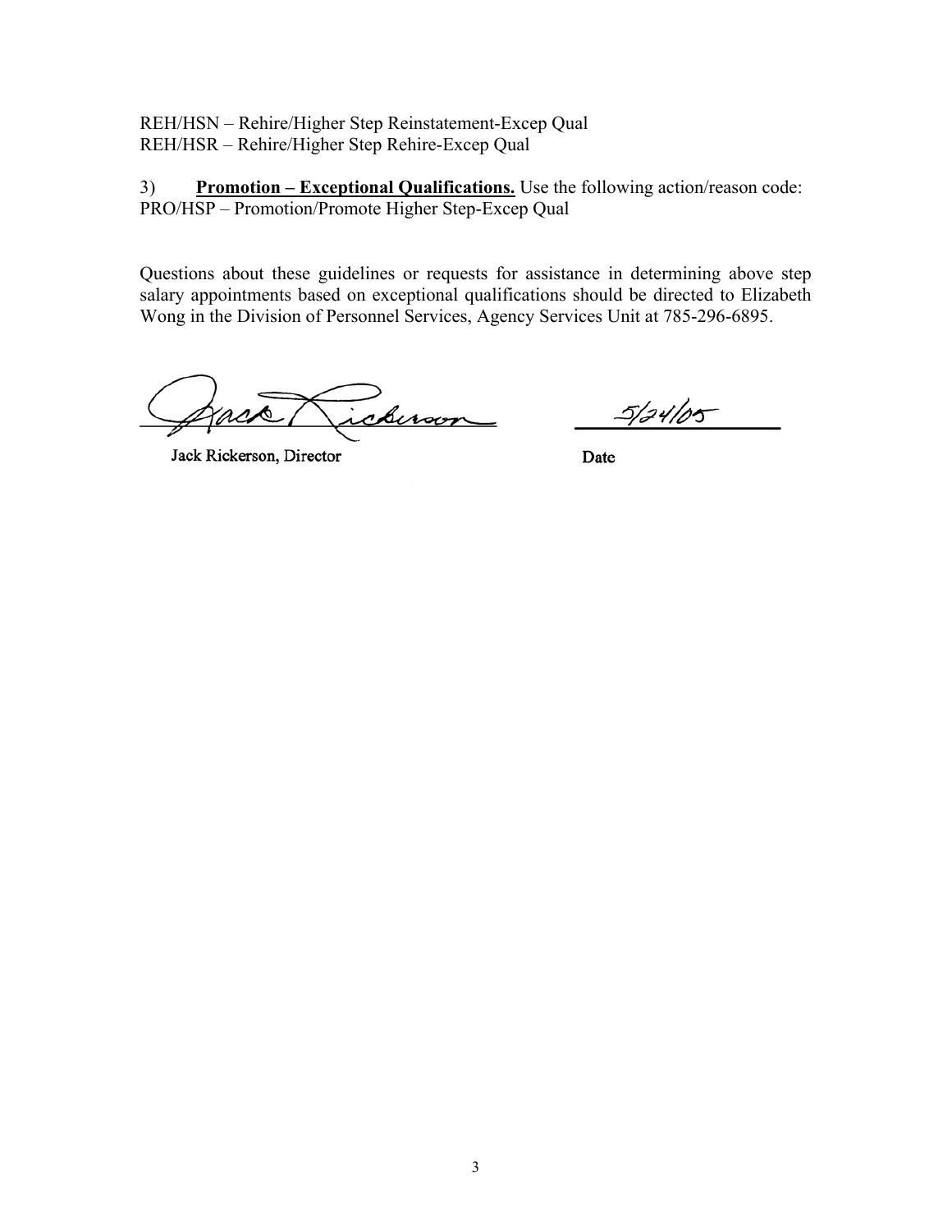REH/HSN – Rehire/Higher Step Reinstatement-Excep Qual
REH/HSR – Rehire/Higher Step Rehire-Excep Qual

3) **Promotion – Exceptional Qualifications.** Use the following action/reason code:
PRO/HSP – Promotion/Promote Higher Step-Excep Qual

Questions about these guidelines or requests for assistance in determining above step salary appointments based on exceptional qualifications should be directed to Elizabeth Wong in the Division of Personnel Services, Agency Services Unit at 785-296-6895.

Jack Rickerson, Director

5/24/05

Date